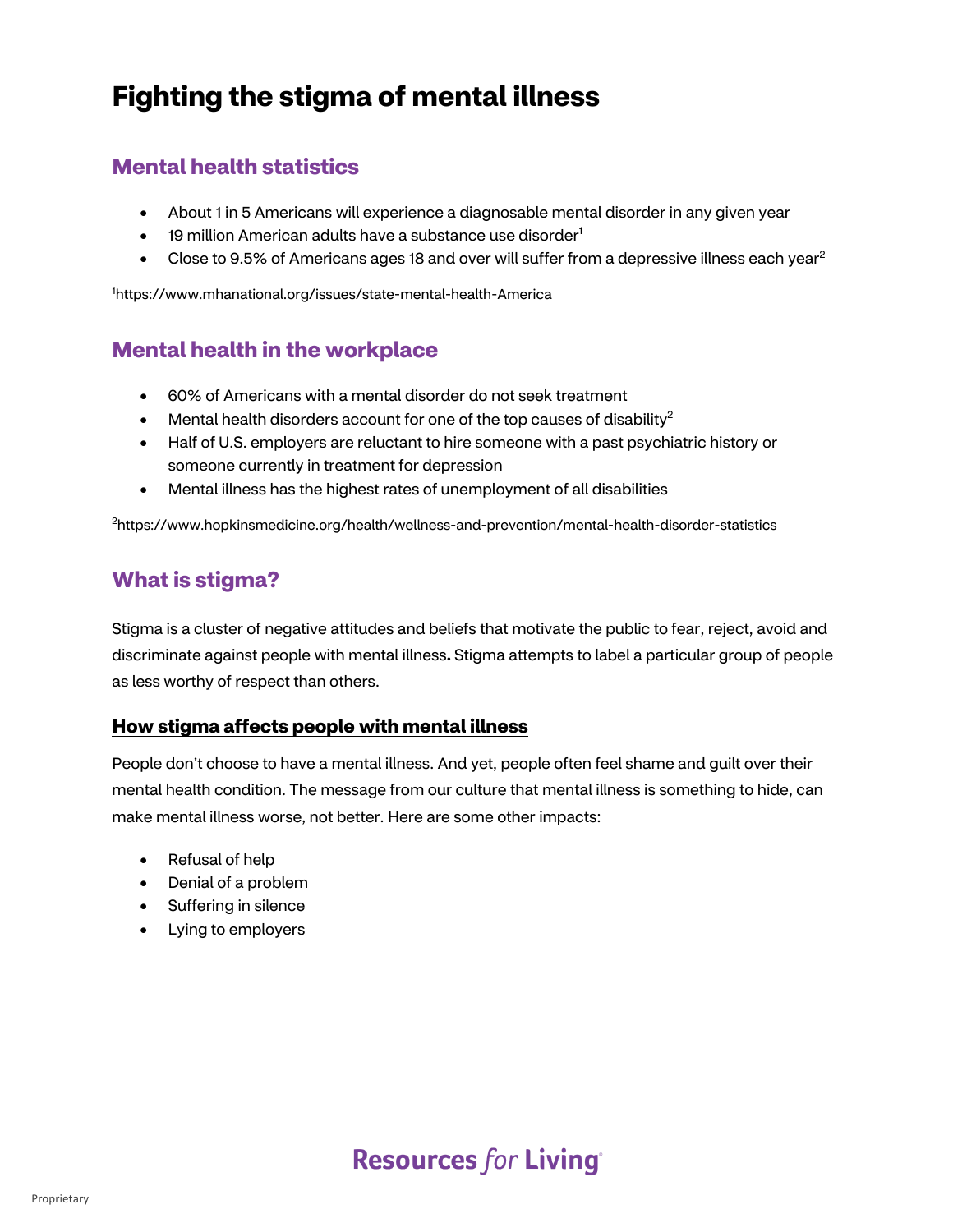# Fighting the stigma of mental illness

## Mental health statistics

- About 1 in 5 Americans will experience a diagnosable mental disorder in any given year
- 19 million American adults have a substance use disorder[1]
- Close to 9.5% of Americans ages 18 and over will suffer from a depressive illness each year[2]

[1]https://www.mhanational.org/issues/state-mental-health-America

## Mental health in the workplace

- 60% of Americans with a mental disorder do not seek treatment
- Mental health disorders account for one of the top causes of disability[2]
- Half of U.S. employers are reluctant to hire someone with a past psychiatric history or someone currently in treatment for depression
- Mental illness has the highest rates of unemployment of all disabilities

[2]https://www.hopkinsmedicine.org/health/wellness-and-prevention/mental-health-disorder-statistics

## What is stigma?

Stigma is a cluster of negative attitudes and beliefs that motivate the public to fear, reject, avoid and discriminate against people with mental illness**.** Stigma attempts to label a particular group of people as less worthy of respect than others.

### How stigma affects people with mental illness

People don't choose to have a mental illness. And yet, people often feel shame and guilt over their mental health condition. The message from our culture that mental illness is something to hide, can make mental illness worse, not better. Here are some other impacts:

- Refusal of help
- Denial of a problem
- Suffering in silence
- Lying to employers

Resources *for* Living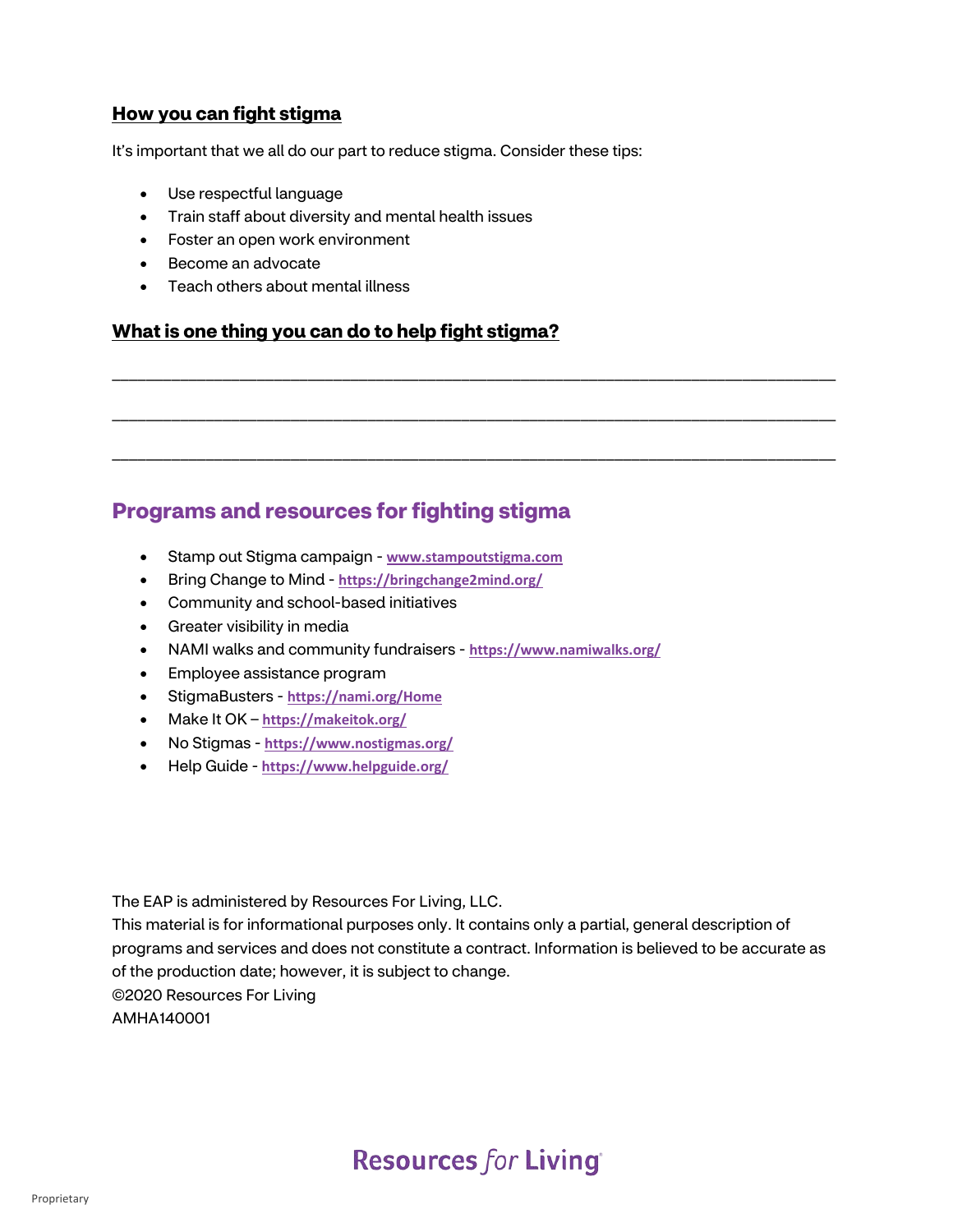## How you can fight stigma

It's important that we all do our part to reduce stigma. Consider these tips:

- Use respectful language
- Train staff about diversity and mental health issues
- Foster an open work environment
- Become an advocate
- Teach others about mental illness

## What is one thing you can do to help fight stigma?

______________________________________________________________________________

______________________________________________________________________________

______________________________________________________________________________

## Programs and resources for fighting stigma

- Stamp out Stigma campaign - www.stampoutstigma.com
- Bring Change to Mind - https://bringchange2mind.org/
- Community and school-based initiatives
- Greater visibility in media
- NAMI walks and community fundraisers - https://www.namiwalks.org/
- Employee assistance program
- StigmaBusters - https://nami.org/Home
- Make It OK – https://makeitok.org/
- No Stigmas - https://www.nostigmas.org/
- Help Guide - https://www.helpguide.org/

The EAP is administered by Resources For Living, LLC.
This material is for informational purposes only. It contains only a partial, general description of programs and services and does not constitute a contract. Information is believed to be accurate as of the production date; however, it is subject to change.
©2020 Resources For Living
AMHA140001

Resources for Living

Proprietary